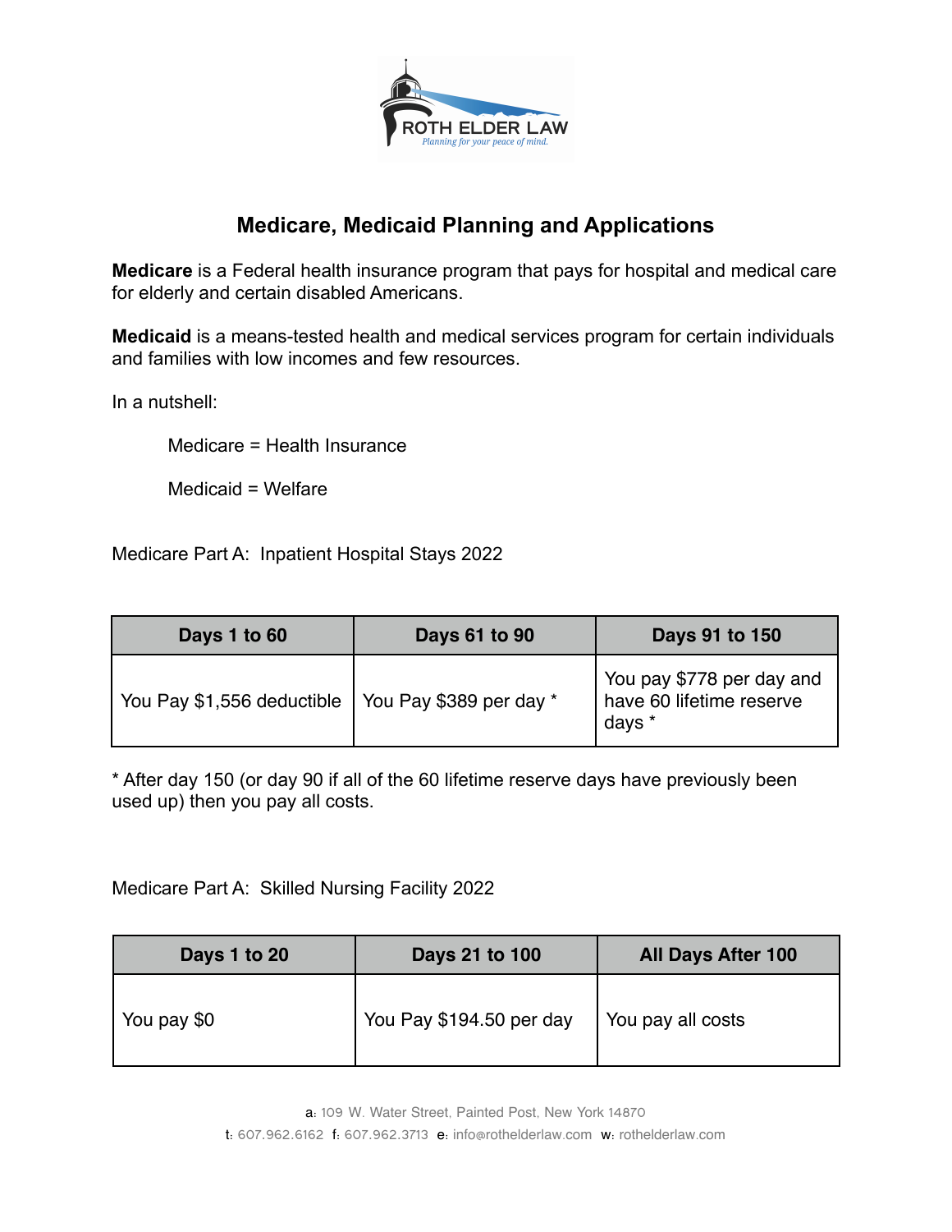ROTH ELDER LAW
*Planning for your peace of mind.*

# Medicare, Medicaid Planning and Applications

**Medicare** is a Federal health insurance program that pays for hospital and medical care for elderly and certain disabled Americans.

**Medicaid** is a means-tested health and medical services program for certain individuals and families with low incomes and few resources.

In a nutshell:

Medicare = Health Insurance

Medicaid = Welfare

Medicare Part A: Inpatient Hospital Stays 2022

| Days 1 to 60 | Days 61 to 90 | Days 91 to 150 |
|---|---|---|
| You Pay $1,556 deductible | You Pay $389 per day * | You pay $778 per day and have 60 lifetime reserve days * |

* After day 150 (or day 90 if all of the 60 lifetime reserve days have previously been used up) then you pay all costs.

Medicare Part A: Skilled Nursing Facility 2022

| Days 1 to 20 | Days 21 to 100 | All Days After 100 |
|---|---|---|
| You pay $0 | You Pay $194.50 per day | You pay all costs |

a: 109 W. Water Street, Painted Post, New York 14870
t: 607.962.6162 f: 607.962.3713 e: info@rothelderlaw.com w: rothelderlaw.com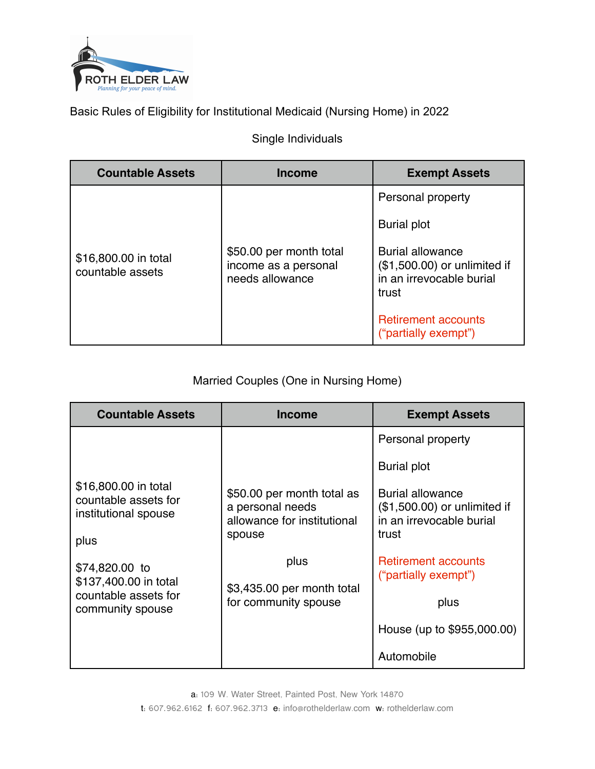ROTH ELDER LAW

*Planning for your peace of mind.*

Basic Rules of Eligibility for Institutional Medicaid (Nursing Home) in 2022

Single Individuals

| Countable Assets | Income | Exempt Assets |
|---|---|---|
| $16,800.00 in total countable assets | $50.00 per month total income as a personal needs allowance | Personal property<br><br>Burial plot<br><br>Burial allowance ($1,500.00) or unlimited if in an irrevocable burial trust<br><br>Retirement accounts ("partially exempt") |

Married Couples (One in Nursing Home)

| Countable Assets | Income | Exempt Assets |
|---|---|---|
| $16,800.00 in total countable assets for institutional spouse<br><br>plus<br><br>$74,820.00 to $137,400.00 in total countable assets for community spouse | $50.00 per month total as a personal needs allowance for institutional spouse<br><br>plus<br><br>$3,435.00 per month total for community spouse | Personal property<br><br>Burial plot<br><br>Burial allowance ($1,500.00) or unlimited if in an irrevocable burial trust<br><br>Retirement accounts ("partially exempt")<br><br>plus<br><br>House (up to $955,000.00)<br><br>Automobile |

a: 109 W. Water Street, Painted Post, New York 14870
t: 607.962.6162 f: 607.962.3713 e: info@rothelderlaw.com w: rothelderlaw.com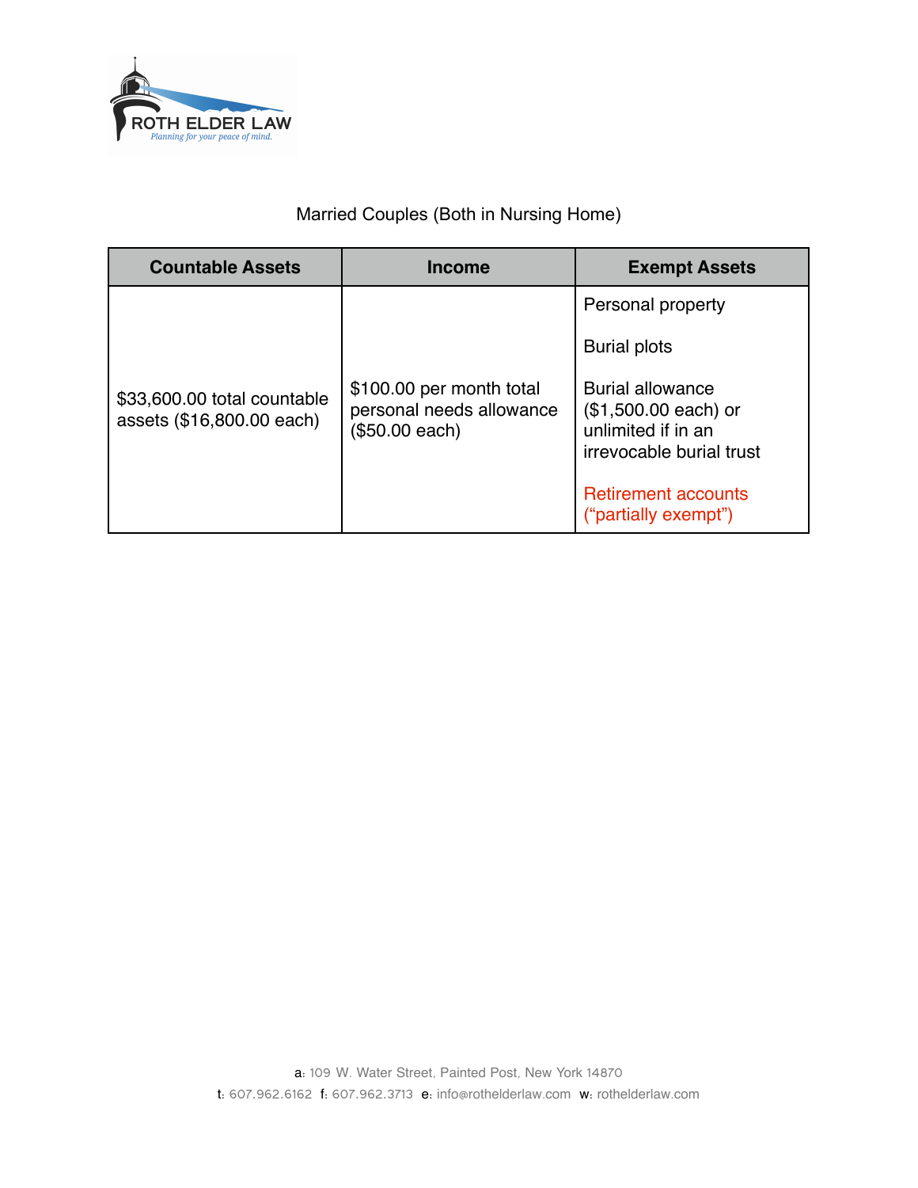Married Couples (Both in Nursing Home)

| Countable Assets | Income | Exempt Assets |
|---|---|---|
| $33,600.00 total countable assets ($16,800.00 each) | $100.00 per month total personal needs allowance ($50.00 each) | Personal property<br><br>Burial plots<br><br>Burial allowance ($1,500.00 each) or unlimited if in an irrevocable burial trust<br><br>Retirement accounts ("partially exempt") |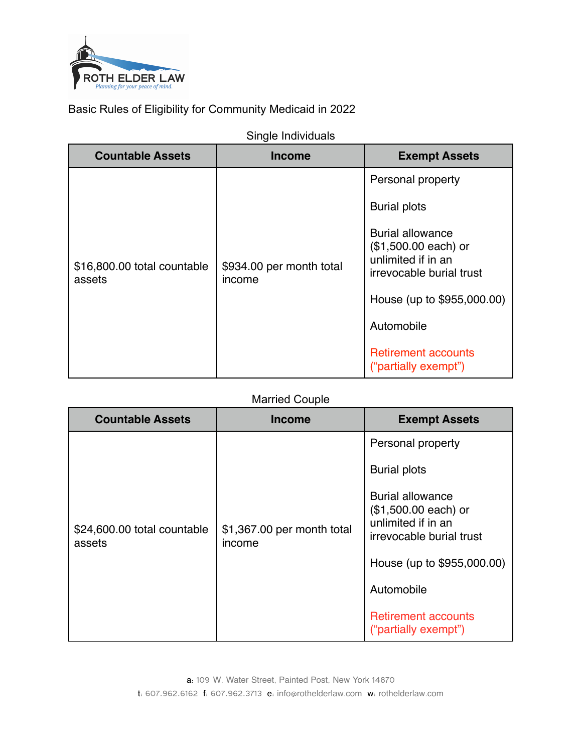Basic Rules of Eligibility for Community Medicaid in 2022

Single Individuals

| Countable Assets | Income | Exempt Assets |
| --- | --- | --- |
| $16,800.00 total countable assets | $934.00 per month total income | Personal property<br><br>Burial plots<br><br>Burial allowance ($1,500.00 each) or unlimited if in an irrevocable burial trust<br><br>House (up to $955,000.00)<br><br>Automobile<br><br>Retirement accounts (“partially exempt”) |

Married Couple

| Countable Assets | Income | Exempt Assets |
| --- | --- | --- |
| $24,600.00 total countable assets | $1,367.00 per month total income | Personal property<br><br>Burial plots<br><br>Burial allowance ($1,500.00 each) or unlimited if in an irrevocable burial trust<br><br>House (up to $955,000.00)<br><br>Automobile<br><br>Retirement accounts (“partially exempt”) |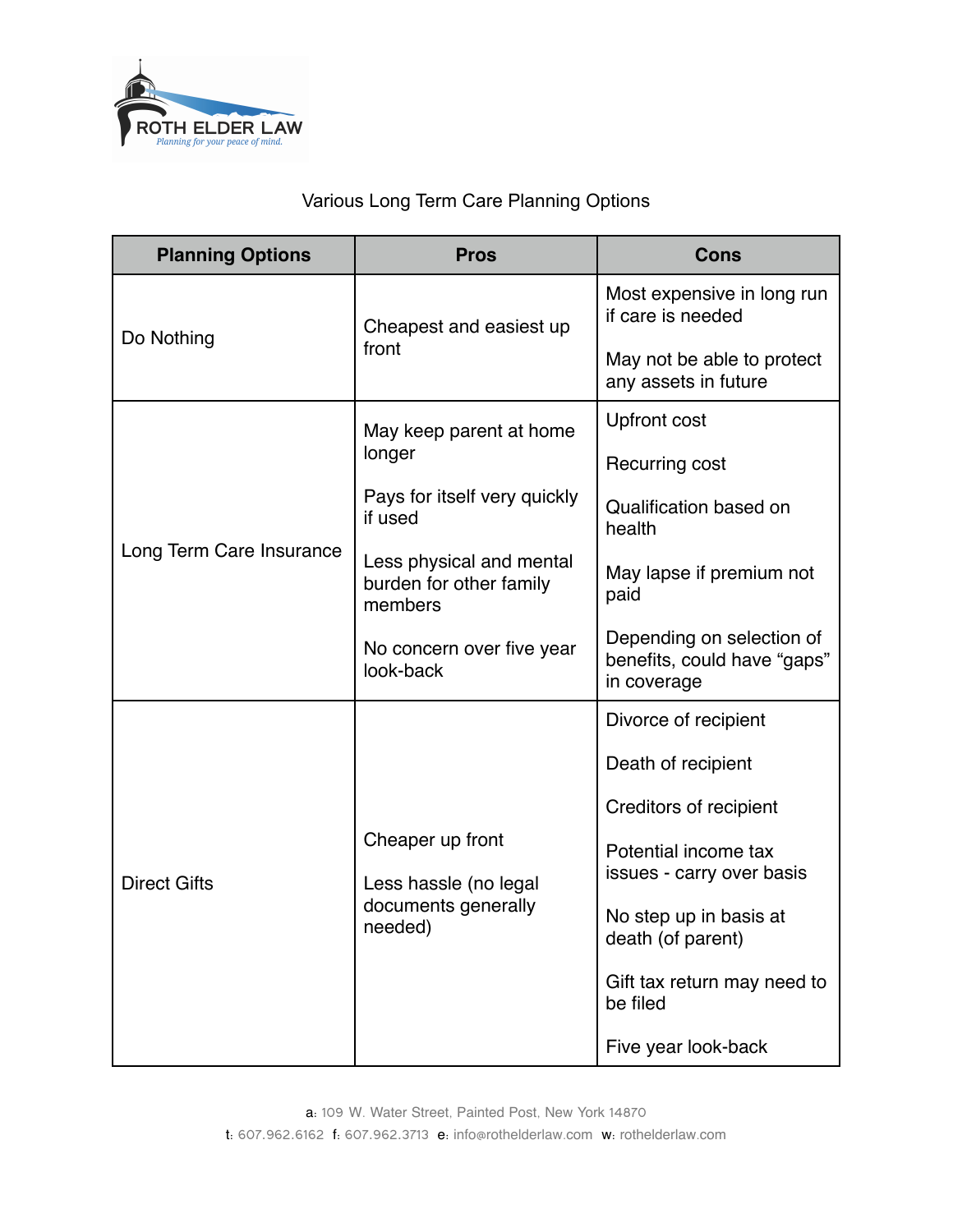Various Long Term Care Planning Options

| Planning Options | Pros | Cons |
|---|---|---|
| Do Nothing | Cheapest and easiest up front | Most expensive in long run if care is needed<br><br>May not be able to protect any assets in future |
| Long Term Care Insurance | May keep parent at home longer<br><br>Pays for itself very quickly if used<br><br>Less physical and mental burden for other family members<br><br>No concern over five year look-back | Upfront cost<br><br>Recurring cost<br><br>Qualification based on health<br><br>May lapse if premium not paid<br><br>Depending on selection of benefits, could have "gaps" in coverage |
| Direct Gifts | Cheaper up front<br><br>Less hassle (no legal documents generally needed) | Divorce of recipient<br><br>Death of recipient<br><br>Creditors of recipient<br><br>Potential income tax issues - carry over basis<br><br>No step up in basis at death (of parent)<br><br>Gift tax return may need to be filed<br><br>Five year look-back |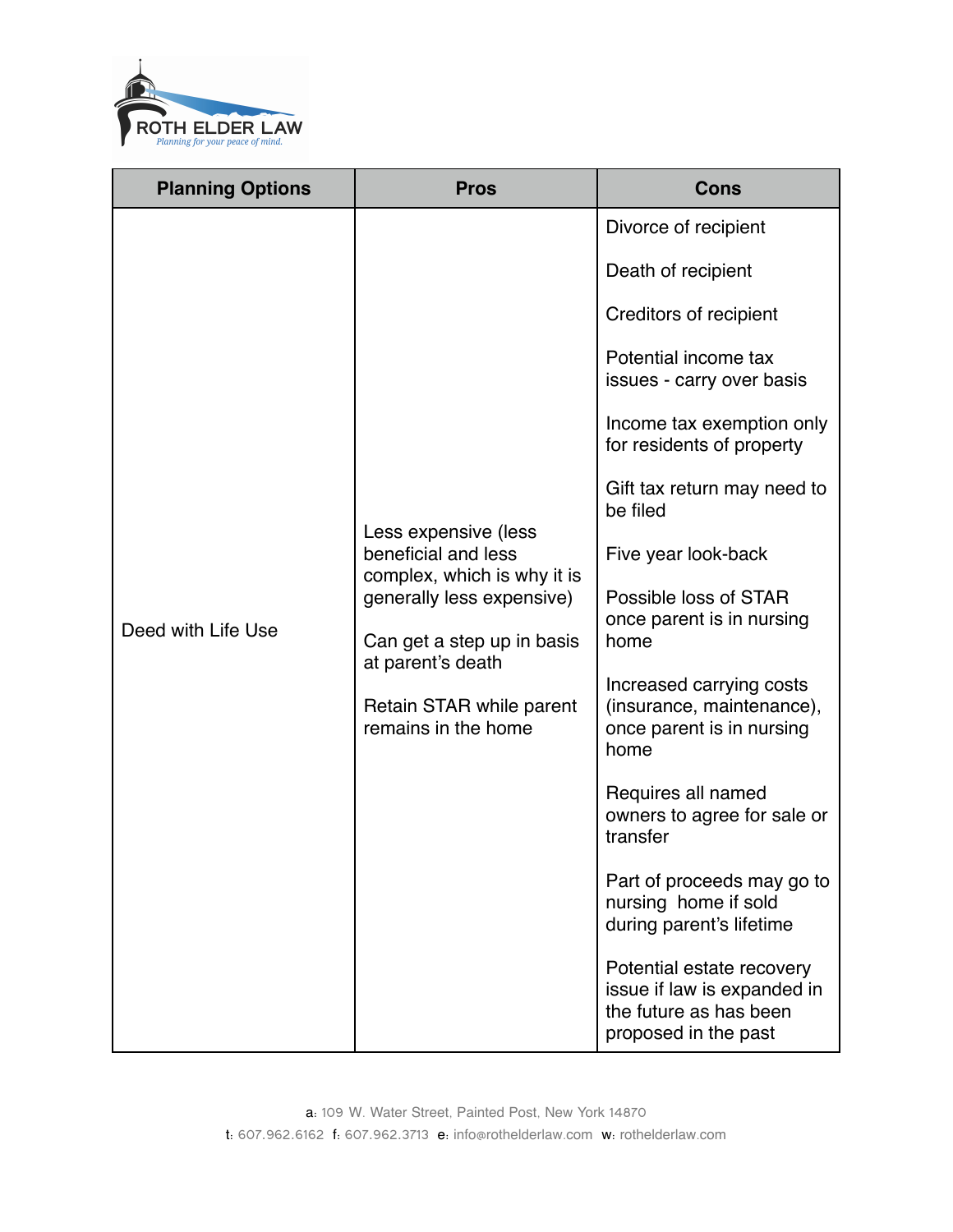| Planning Options | Pros | Cons |
|---|---|---|
| Deed with Life Use | Less expensive (less beneficial and less complex, which is why it is generally less expensive)<br><br>Can get a step up in basis at parent's death<br><br>Retain STAR while parent remains in the home | Divorce of recipient<br><br>Death of recipient<br><br>Creditors of recipient<br><br>Potential income tax issues - carry over basis<br><br>Income tax exemption only for residents of property<br><br>Gift tax return may need to be filed<br><br>Five year look-back<br><br>Possible loss of STAR once parent is in nursing home<br><br>Increased carrying costs (insurance, maintenance), once parent is in nursing home<br><br>Requires all named owners to agree for sale or transfer<br><br>Part of proceeds may go to nursing home if sold during parent's lifetime<br><br>Potential estate recovery issue if law is expanded in the future as has been proposed in the past |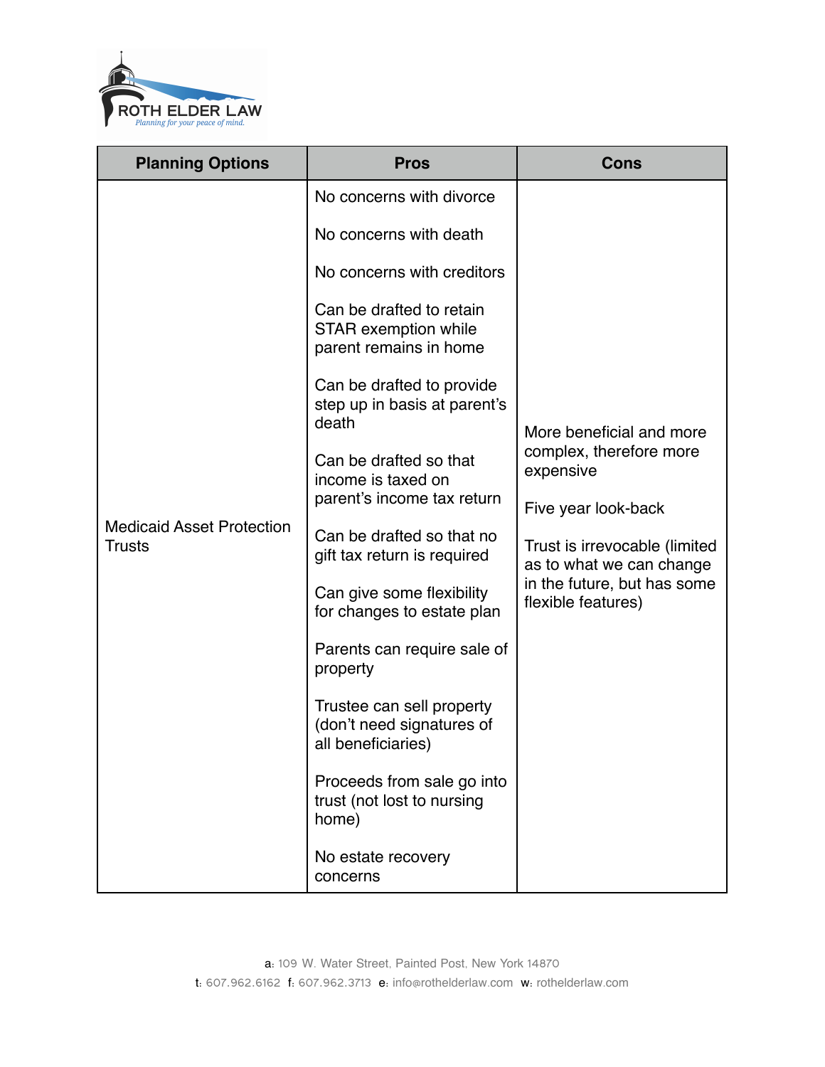| Planning Options | Pros | Cons |
|---|---|---|
| Medicaid Asset Protection Trusts | No concerns with divorce<br><br>No concerns with death<br><br>No concerns with creditors<br><br>Can be drafted to retain STAR exemption while parent remains in home<br><br>Can be drafted to provide step up in basis at parent's death<br><br>Can be drafted so that income is taxed on parent's income tax return<br><br>Can be drafted so that no gift tax return is required<br><br>Can give some flexibility for changes to estate plan<br><br>Parents can require sale of property<br><br>Trustee can sell property (don't need signatures of all beneficiaries)<br><br>Proceeds from sale go into trust (not lost to nursing home)<br><br>No estate recovery concerns | More beneficial and more complex, therefore more expensive<br><br>Five year look-back<br><br>Trust is irrevocable (limited as to what we can change in the future, but has some flexible features) |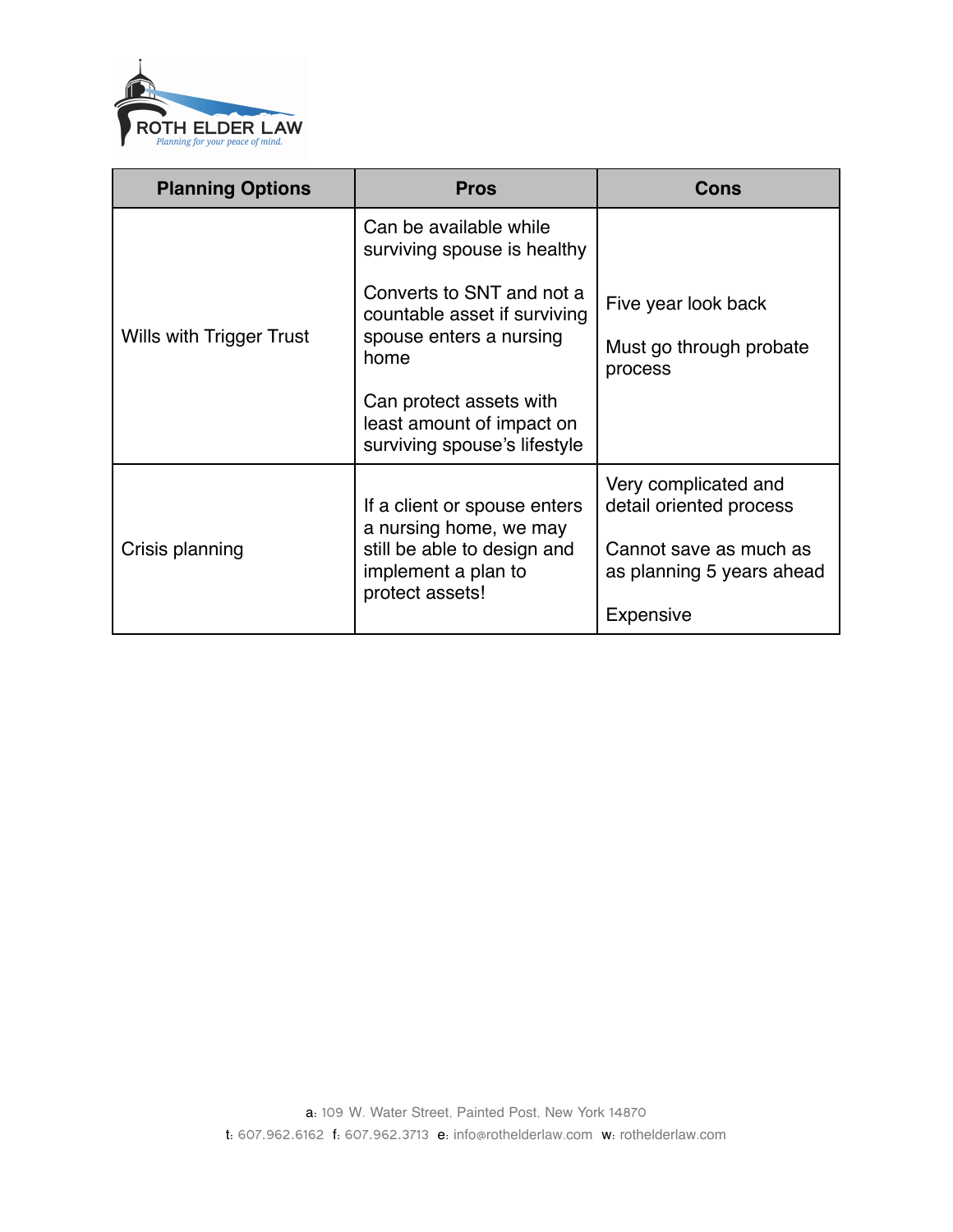| Planning Options | Pros | Cons |
|---|---|---|
| Wills with Trigger Trust | Can be available while surviving spouse is healthy<br><br>Converts to SNT and not a countable asset if surviving spouse enters a nursing home<br><br>Can protect assets with least amount of impact on surviving spouse's lifestyle | Five year look back<br><br>Must go through probate process |
| Crisis planning | If a client or spouse enters a nursing home, we may still be able to design and implement a plan to protect assets! | Very complicated and detail oriented process<br><br>Cannot save as much as as planning 5 years ahead<br><br>Expensive |